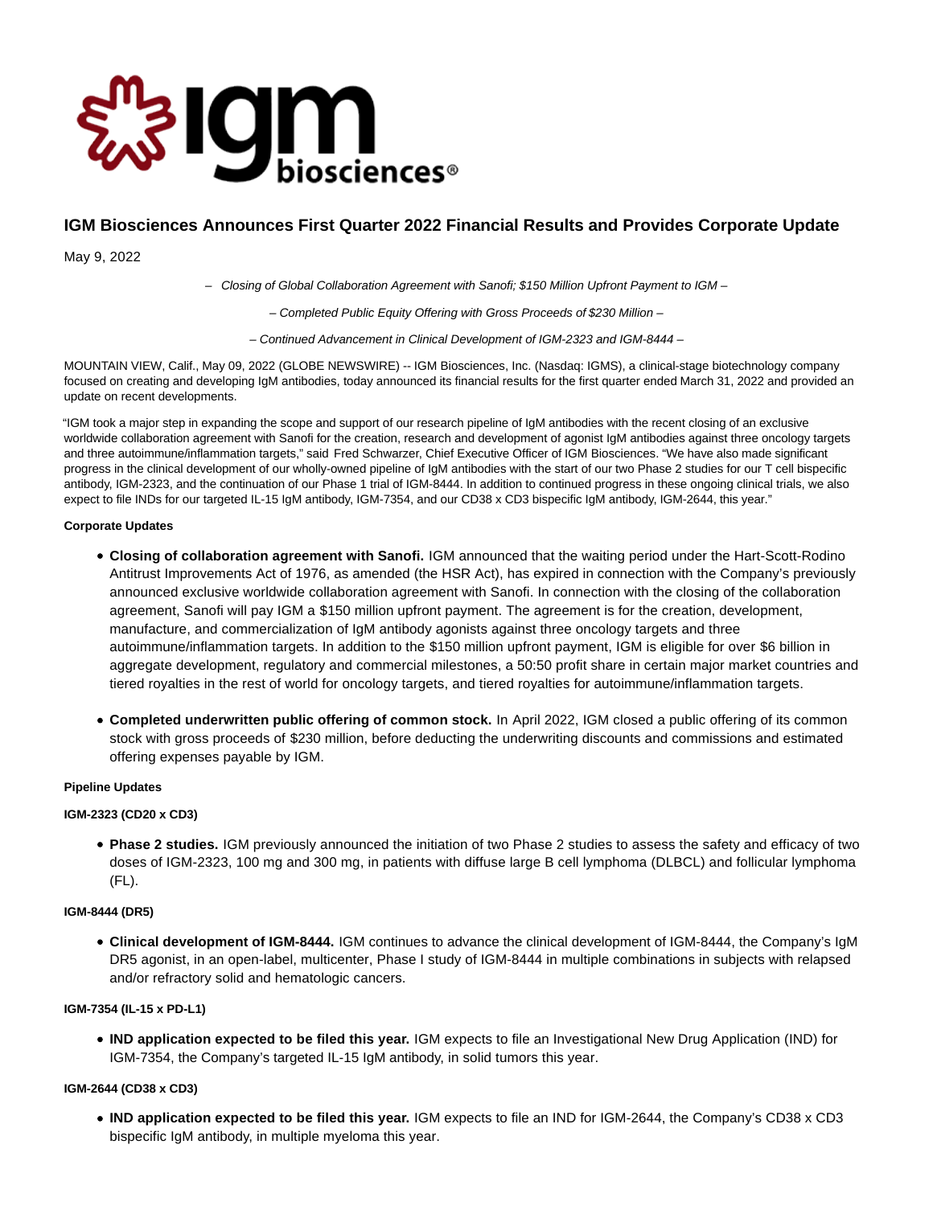# IGM Biosciences Announces First Quarter 2022 Financial Results and Provides Corporate Update

May 9, 2022

*– Closing of Global Collaboration Agreement with Sanofi; $150 Million Upfront Payment to IGM –*

*– Completed Public Equity Offering with Gross Proceeds of $230 Million –*

*– Continued Advancement in Clinical Development of IGM-2323 and IGM-8444 –*

MOUNTAIN VIEW, Calif., May 09, 2022 (GLOBE NEWSWIRE) -- IGM Biosciences, Inc. (Nasdaq: IGMS), a clinical-stage biotechnology company focused on creating and developing IgM antibodies, today announced its financial results for the first quarter ended March 31, 2022 and provided an update on recent developments.

"IGM took a major step in expanding the scope and support of our research pipeline of IgM antibodies with the recent closing of an exclusive worldwide collaboration agreement with Sanofi for the creation, research and development of agonist IgM antibodies against three oncology targets and three autoimmune/inflammation targets," said Fred Schwarzer, Chief Executive Officer of IGM Biosciences. "We have also made significant progress in the clinical development of our wholly-owned pipeline of IgM antibodies with the start of our two Phase 2 studies for our T cell bispecific antibody, IGM-2323, and the continuation of our Phase 1 trial of IGM-8444. In addition to continued progress in these ongoing clinical trials, we also expect to file INDs for our targeted IL-15 IgM antibody, IGM-7354, and our CD38 x CD3 bispecific IgM antibody, IGM-2644, this year."

**Corporate Updates**

- **Closing of collaboration agreement with Sanofi.** IGM announced that the waiting period under the Hart-Scott-Rodino Antitrust Improvements Act of 1976, as amended (the HSR Act), has expired in connection with the Company's previously announced exclusive worldwide collaboration agreement with Sanofi. In connection with the closing of the collaboration agreement, Sanofi will pay IGM a $150 million upfront payment. The agreement is for the creation, development, manufacture, and commercialization of IgM antibody agonists against three oncology targets and three autoimmune/inflammation targets. In addition to the $150 million upfront payment, IGM is eligible for over $6 billion in aggregate development, regulatory and commercial milestones, a 50:50 profit share in certain major market countries and tiered royalties in the rest of world for oncology targets, and tiered royalties for autoimmune/inflammation targets.

- **Completed underwritten public offering of common stock.** In April 2022, IGM closed a public offering of its common stock with gross proceeds of $230 million, before deducting the underwriting discounts and commissions and estimated offering expenses payable by IGM.

**Pipeline Updates**

**IGM-2323 (CD20 x CD3)**

- **Phase 2 studies.** IGM previously announced the initiation of two Phase 2 studies to assess the safety and efficacy of two doses of IGM-2323, 100 mg and 300 mg, in patients with diffuse large B cell lymphoma (DLBCL) and follicular lymphoma (FL).

**IGM-8444 (DR5)**

- **Clinical development of IGM-8444.** IGM continues to advance the clinical development of IGM-8444, the Company's IgM DR5 agonist, in an open-label, multicenter, Phase I study of IGM-8444 in multiple combinations in subjects with relapsed and/or refractory solid and hematologic cancers.

**IGM-7354 (IL-15 x PD-L1)**

- **IND application expected to be filed this year.** IGM expects to file an Investigational New Drug Application (IND) for IGM-7354, the Company's targeted IL-15 IgM antibody, in solid tumors this year.

**IGM-2644 (CD38 x CD3)**

- **IND application expected to be filed this year.** IGM expects to file an IND for IGM-2644, the Company's CD38 x CD3 bispecific IgM antibody, in multiple myeloma this year.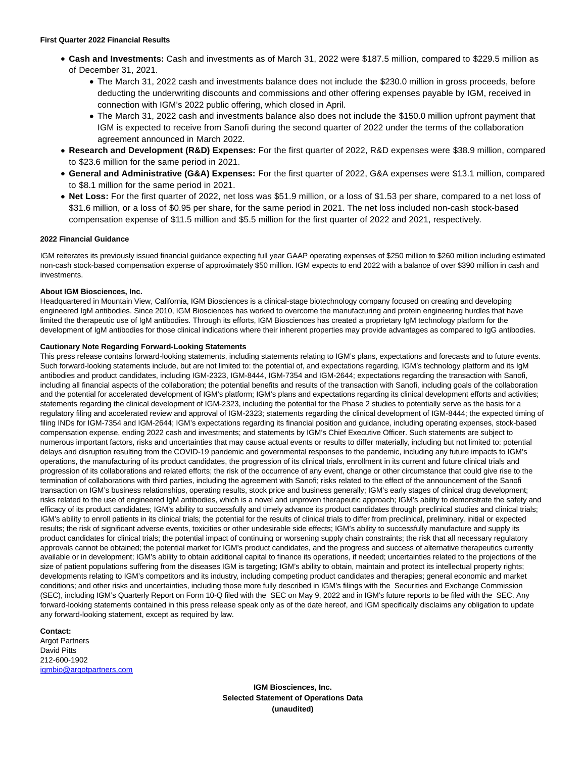**First Quarter 2022 Financial Results**

- **Cash and Investments:** Cash and investments as of March 31, 2022 were $187.5 million, compared to $229.5 million as of December 31, 2021.
  - The March 31, 2022 cash and investments balance does not include the $230.0 million in gross proceeds, before deducting the underwriting discounts and commissions and other offering expenses payable by IGM, received in connection with IGM's 2022 public offering, which closed in April.
  - The March 31, 2022 cash and investments balance also does not include the $150.0 million upfront payment that IGM is expected to receive from Sanofi during the second quarter of 2022 under the terms of the collaboration agreement announced in March 2022.
- **Research and Development (R&D) Expenses:** For the first quarter of 2022, R&D expenses were $38.9 million, compared to $23.6 million for the same period in 2021.
- **General and Administrative (G&A) Expenses:** For the first quarter of 2022, G&A expenses were $13.1 million, compared to $8.1 million for the same period in 2021.
- **Net Loss:** For the first quarter of 2022, net loss was $51.9 million, or a loss of $1.53 per share, compared to a net loss of $31.6 million, or a loss of $0.95 per share, for the same period in 2021. The net loss included non-cash stock-based compensation expense of $11.5 million and $5.5 million for the first quarter of 2022 and 2021, respectively.

**2022 Financial Guidance**

IGM reiterates its previously issued financial guidance expecting full year GAAP operating expenses of $250 million to $260 million including estimated non-cash stock-based compensation expense of approximately $50 million. IGM expects to end 2022 with a balance of over $390 million in cash and investments.

**About IGM Biosciences, Inc.**

Headquartered in Mountain View, California, IGM Biosciences is a clinical-stage biotechnology company focused on creating and developing engineered IgM antibodies. Since 2010, IGM Biosciences has worked to overcome the manufacturing and protein engineering hurdles that have limited the therapeutic use of IgM antibodies. Through its efforts, IGM Biosciences has created a proprietary IgM technology platform for the development of IgM antibodies for those clinical indications where their inherent properties may provide advantages as compared to IgG antibodies.

**Cautionary Note Regarding Forward-Looking Statements**

This press release contains forward-looking statements, including statements relating to IGM's plans, expectations and forecasts and to future events. Such forward-looking statements include, but are not limited to: the potential of, and expectations regarding, IGM's technology platform and its IgM antibodies and product candidates, including IGM-2323, IGM-8444, IGM-7354 and IGM-2644; expectations regarding the transaction with Sanofi, including all financial aspects of the collaboration; the potential benefits and results of the transaction with Sanofi, including goals of the collaboration and the potential for accelerated development of IGM's platform; IGM's plans and expectations regarding its clinical development efforts and activities; statements regarding the clinical development of IGM-2323, including the potential for the Phase 2 studies to potentially serve as the basis for a regulatory filing and accelerated review and approval of IGM-2323; statements regarding the clinical development of IGM-8444; the expected timing of filing INDs for IGM-7354 and IGM-2644; IGM's expectations regarding its financial position and guidance, including operating expenses, stock-based compensation expense, ending 2022 cash and investments; and statements by IGM's Chief Executive Officer. Such statements are subject to numerous important factors, risks and uncertainties that may cause actual events or results to differ materially, including but not limited to: potential delays and disruption resulting from the COVID-19 pandemic and governmental responses to the pandemic, including any future impacts to IGM's operations, the manufacturing of its product candidates, the progression of its clinical trials, enrollment in its current and future clinical trials and progression of its collaborations and related efforts; the risk of the occurrence of any event, change or other circumstance that could give rise to the termination of collaborations with third parties, including the agreement with Sanofi; risks related to the effect of the announcement of the Sanofi transaction on IGM's business relationships, operating results, stock price and business generally; IGM's early stages of clinical drug development; risks related to the use of engineered IgM antibodies, which is a novel and unproven therapeutic approach; IGM's ability to demonstrate the safety and efficacy of its product candidates; IGM's ability to successfully and timely advance its product candidates through preclinical studies and clinical trials; IGM's ability to enroll patients in its clinical trials; the potential for the results of clinical trials to differ from preclinical, preliminary, initial or expected results; the risk of significant adverse events, toxicities or other undesirable side effects; IGM's ability to successfully manufacture and supply its product candidates for clinical trials; the potential impact of continuing or worsening supply chain constraints; the risk that all necessary regulatory approvals cannot be obtained; the potential market for IGM's product candidates, and the progress and success of alternative therapeutics currently available or in development; IGM's ability to obtain additional capital to finance its operations, if needed; uncertainties related to the projections of the size of patient populations suffering from the diseases IGM is targeting; IGM's ability to obtain, maintain and protect its intellectual property rights; developments relating to IGM's competitors and its industry, including competing product candidates and therapies; general economic and market conditions; and other risks and uncertainties, including those more fully described in IGM's filings with the Securities and Exchange Commission (SEC), including IGM's Quarterly Report on Form 10-Q filed with the SEC on May 9, 2022 and in IGM's future reports to be filed with the SEC. Any forward-looking statements contained in this press release speak only as of the date hereof, and IGM specifically disclaims any obligation to update any forward-looking statement, except as required by law.

**Contact:**
Argot Partners
David Pitts
212-600-1902
igmbio@argotpartners.com

**IGM Biosciences, Inc.**
**Selected Statement of Operations Data**
**(unaudited)**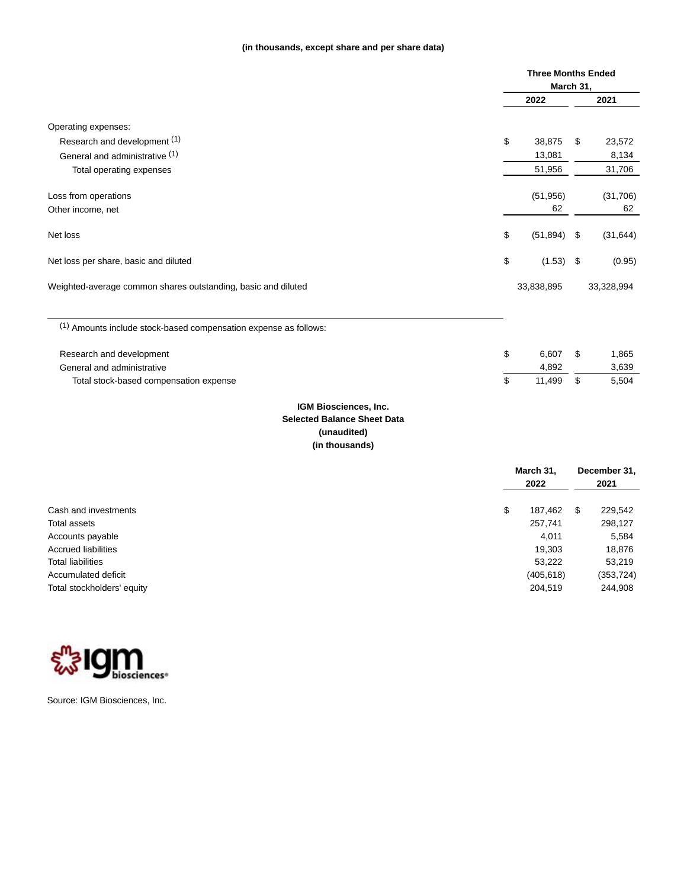**(in thousands, except share and per share data)**

| | Three Months Ended March 31, | |
|---|---|---|
| | 2022 | 2021 |
| Operating expenses: | | |
| Research and development [(1)] | $ 38,875 | $ 23,572 |
| General and administrative [(1)] | 13,081 | 8,134 |
| Total operating expenses | 51,956 | 31,706 |
| Loss from operations | (51,956) | (31,706) |
| Other income, net | 62 | 62 |
| Net loss | $ (51,894) | $ (31,644) |
| Net loss per share, basic and diluted | $ (1.53) | $ (0.95) |
| Weighted-average common shares outstanding, basic and diluted | 33,838,895 | 33,328,994 |

[(1)] Amounts include stock-based compensation expense as follows:

| | 2022 | 2021 |
|---|---|---|
| Research and development | $ 6,607 | $ 1,865 |
| General and administrative | 4,892 | 3,639 |
| Total stock-based compensation expense | $ 11,499 | $ 5,504 |

**IGM Biosciences, Inc.**
**Selected Balance Sheet Data**
**(unaudited)**
**(in thousands)**

| | March 31, 2022 | December 31, 2021 |
|---|---|---|
| Cash and investments | $ 187,462 | $ 229,542 |
| Total assets | 257,741 | 298,127 |
| Accounts payable | 4,011 | 5,584 |
| Accrued liabilities | 19,303 | 18,876 |
| Total liabilities | 53,222 | 53,219 |
| Accumulated deficit | (405,618) | (353,724) |
| Total stockholders' equity | 204,519 | 244,908 |

igm biosciences®

Source: IGM Biosciences, Inc.